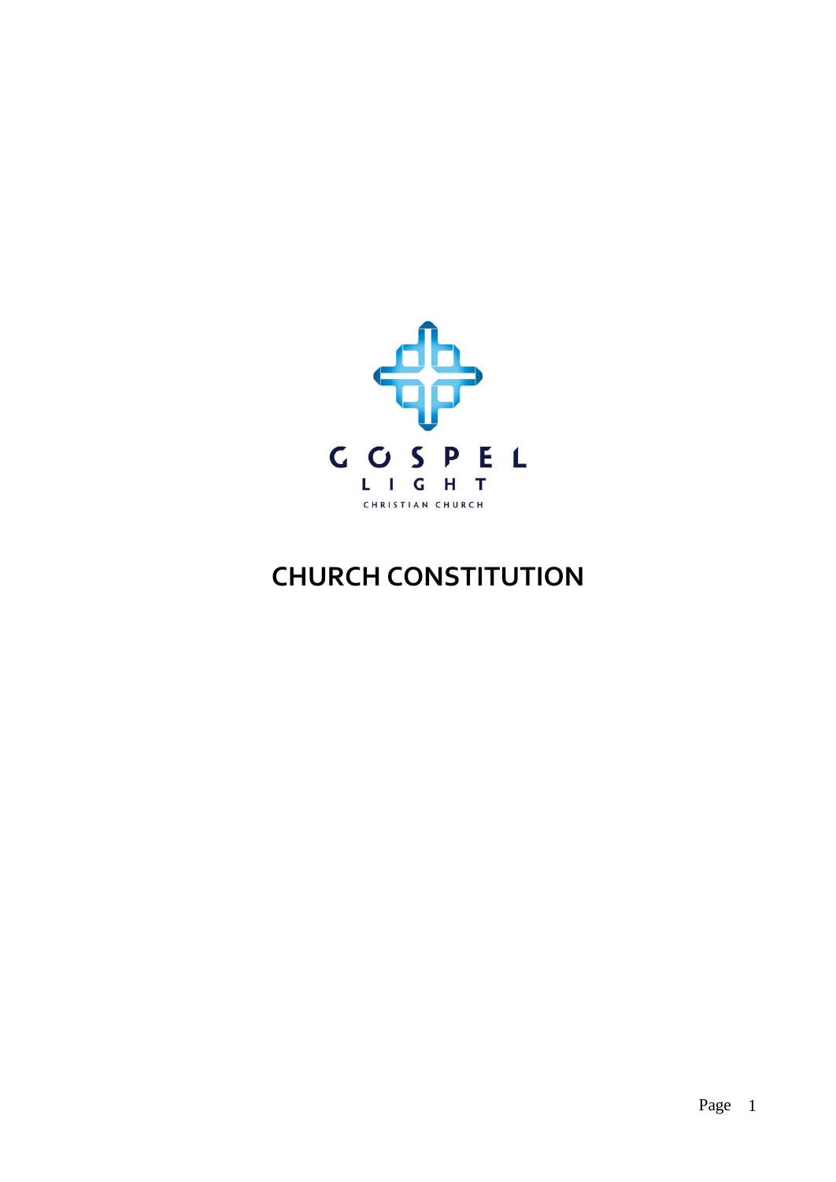GOSPEL LIGHT

CHRISTIAN CHURCH

# CHURCH CONSTITUTION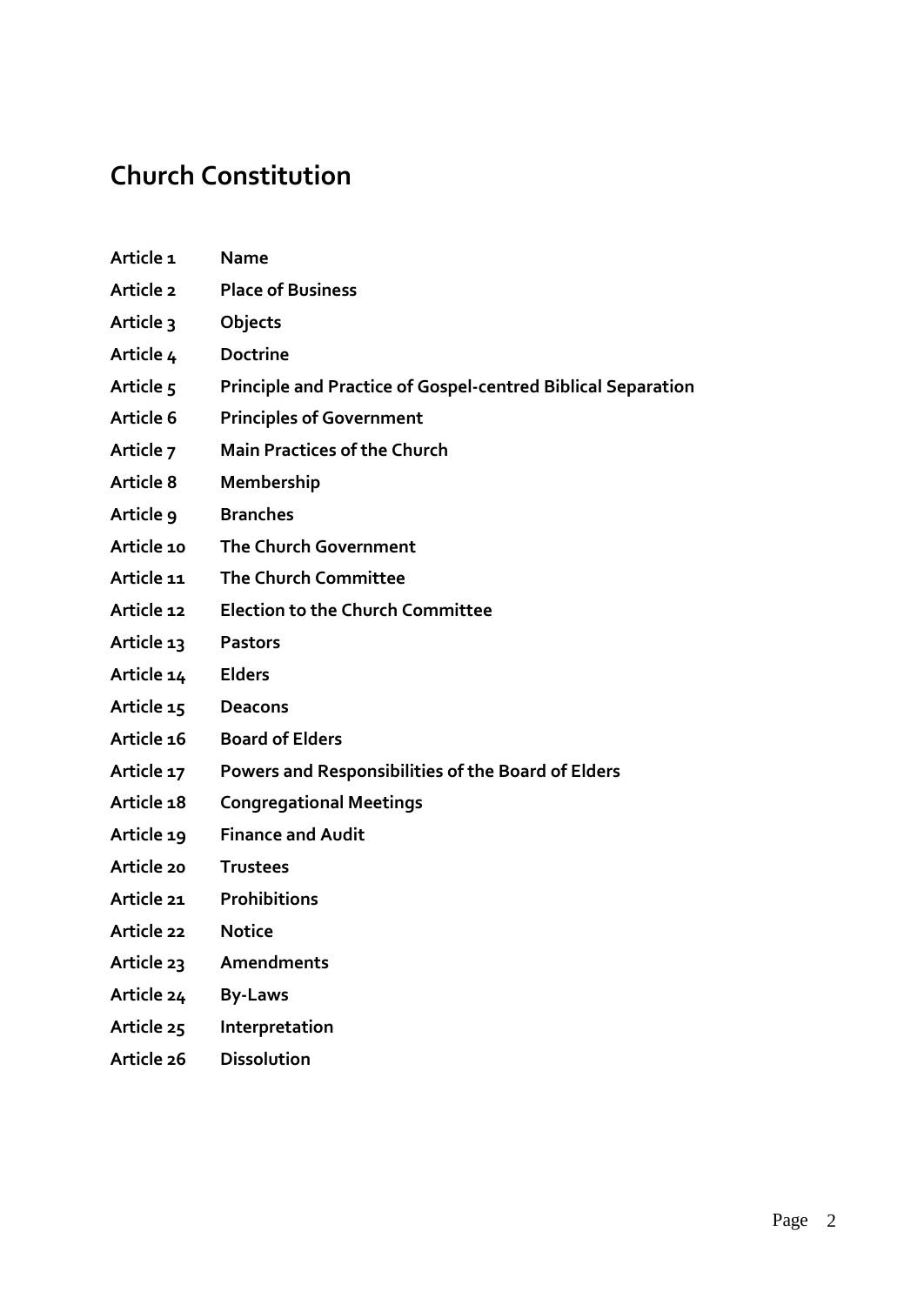# Church Constitution

| | |
|---|---|
| **Article 1** | **Name** |
| **Article 2** | **Place of Business** |
| **Article 3** | **Objects** |
| **Article 4** | **Doctrine** |
| **Article 5** | **Principle and Practice of Gospel-centred Biblical Separation** |
| **Article 6** | **Principles of Government** |
| **Article 7** | **Main Practices of the Church** |
| **Article 8** | **Membership** |
| **Article 9** | **Branches** |
| **Article 10** | **The Church Government** |
| **Article 11** | **The Church Committee** |
| **Article 12** | **Election to the Church Committee** |
| **Article 13** | **Pastors** |
| **Article 14** | **Elders** |
| **Article 15** | **Deacons** |
| **Article 16** | **Board of Elders** |
| **Article 17** | **Powers and Responsibilities of the Board of Elders** |
| **Article 18** | **Congregational Meetings** |
| **Article 19** | **Finance and Audit** |
| **Article 20** | **Trustees** |
| **Article 21** | **Prohibitions** |
| **Article 22** | **Notice** |
| **Article 23** | **Amendments** |
| **Article 24** | **By-Laws** |
| **Article 25** | **Interpretation** |
| **Article 26** | **Dissolution** |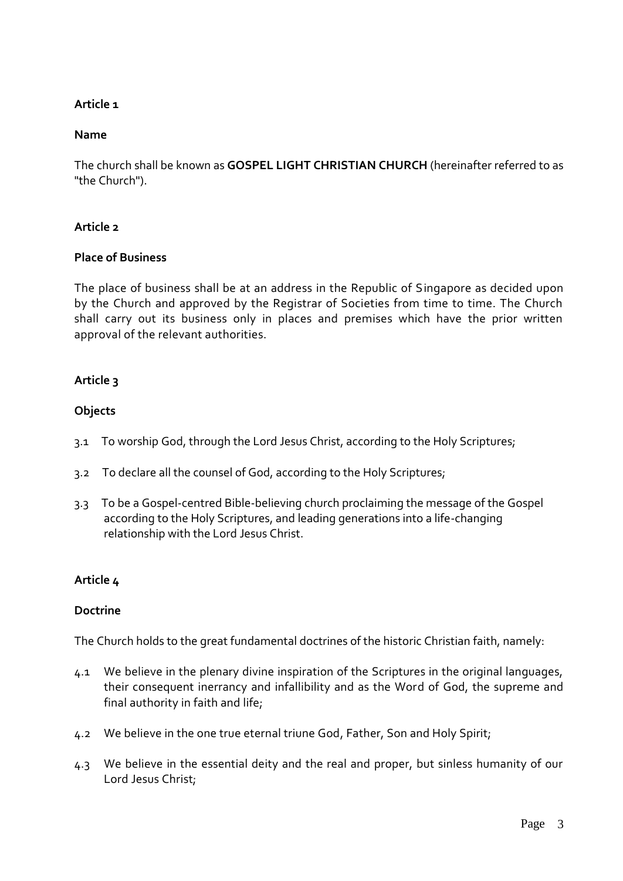**Article 1**

**Name**

The church shall be known as **GOSPEL LIGHT CHRISTIAN CHURCH** (hereinafter referred to as "the Church").

**Article 2**

**Place of Business**

The place of business shall be at an address in the Republic of Singapore as decided upon by the Church and approved by the Registrar of Societies from time to time. The Church shall carry out its business only in places and premises which have the prior written approval of the relevant authorities.

**Article 3**

**Objects**

3.1 To worship God, through the Lord Jesus Christ, according to the Holy Scriptures;

3.2 To declare all the counsel of God, according to the Holy Scriptures;

3.3 To be a Gospel-centred Bible-believing church proclaiming the message of the Gospel according to the Holy Scriptures, and leading generations into a life-changing relationship with the Lord Jesus Christ.

**Article 4**

**Doctrine**

The Church holds to the great fundamental doctrines of the historic Christian faith, namely:

4.1 We believe in the plenary divine inspiration of the Scriptures in the original languages, their consequent inerrancy and infallibility and as the Word of God, the supreme and final authority in faith and life;

4.2 We believe in the one true eternal triune God, Father, Son and Holy Spirit;

4.3 We believe in the essential deity and the real and proper, but sinless humanity of our Lord Jesus Christ;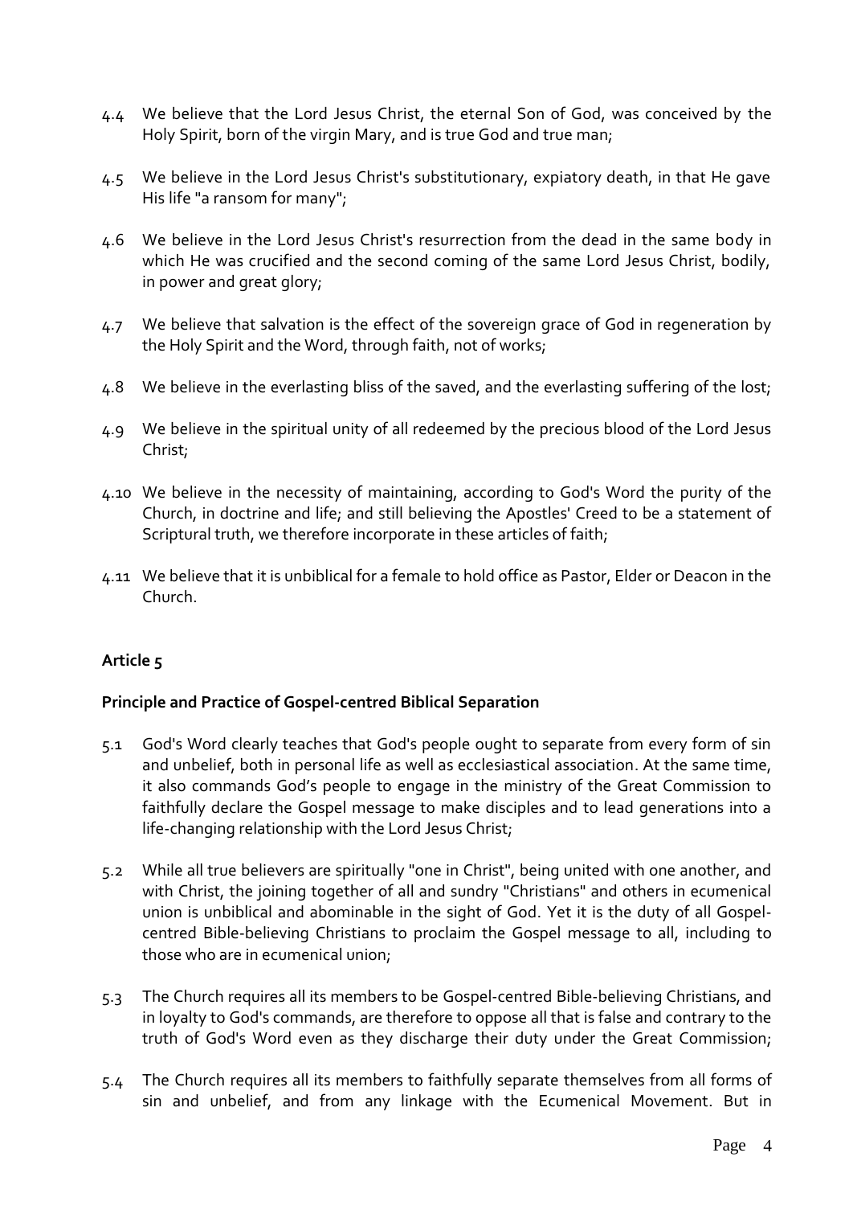4.4 We believe that the Lord Jesus Christ, the eternal Son of God, was conceived by the Holy Spirit, born of the virgin Mary, and is true God and true man;

4.5 We believe in the Lord Jesus Christ's substitutionary, expiatory death, in that He gave His life "a ransom for many";

4.6 We believe in the Lord Jesus Christ's resurrection from the dead in the same body in which He was crucified and the second coming of the same Lord Jesus Christ, bodily, in power and great glory;

4.7 We believe that salvation is the effect of the sovereign grace of God in regeneration by the Holy Spirit and the Word, through faith, not of works;

4.8 We believe in the everlasting bliss of the saved, and the everlasting suffering of the lost;

4.9 We believe in the spiritual unity of all redeemed by the precious blood of the Lord Jesus Christ;

4.10 We believe in the necessity of maintaining, according to God's Word the purity of the Church, in doctrine and life; and still believing the Apostles' Creed to be a statement of Scriptural truth, we therefore incorporate in these articles of faith;

4.11 We believe that it is unbiblical for a female to hold office as Pastor, Elder or Deacon in the Church.

## Article 5

### Principle and Practice of Gospel-centred Biblical Separation

5.1 God's Word clearly teaches that God's people ought to separate from every form of sin and unbelief, both in personal life as well as ecclesiastical association. At the same time, it also commands God's people to engage in the ministry of the Great Commission to faithfully declare the Gospel message to make disciples and to lead generations into a life-changing relationship with the Lord Jesus Christ;

5.2 While all true believers are spiritually "one in Christ", being united with one another, and with Christ, the joining together of all and sundry "Christians" and others in ecumenical union is unbiblical and abominable in the sight of God. Yet it is the duty of all Gospel-centred Bible-believing Christians to proclaim the Gospel message to all, including to those who are in ecumenical union;

5.3 The Church requires all its members to be Gospel-centred Bible-believing Christians, and in loyalty to God's commands, are therefore to oppose all that is false and contrary to the truth of God's Word even as they discharge their duty under the Great Commission;

5.4 The Church requires all its members to faithfully separate themselves from all forms of sin and unbelief, and from any linkage with the Ecumenical Movement. But in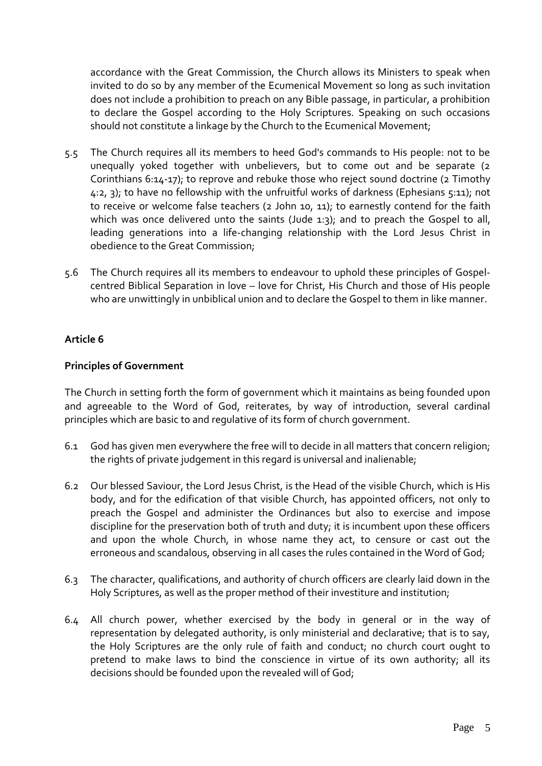accordance with the Great Commission, the Church allows its Ministers to speak when invited to do so by any member of the Ecumenical Movement so long as such invitation does not include a prohibition to preach on any Bible passage, in particular, a prohibition to declare the Gospel according to the Holy Scriptures. Speaking on such occasions should not constitute a linkage by the Church to the Ecumenical Movement;

5.5 The Church requires all its members to heed God's commands to His people: not to be unequally yoked together with unbelievers, but to come out and be separate (2 Corinthians 6:14-17); to reprove and rebuke those who reject sound doctrine (2 Timothy 4:2, 3); to have no fellowship with the unfruitful works of darkness (Ephesians 5:11); not to receive or welcome false teachers (2 John 10, 11); to earnestly contend for the faith which was once delivered unto the saints (Jude 1:3); and to preach the Gospel to all, leading generations into a life-changing relationship with the Lord Jesus Christ in obedience to the Great Commission;

5.6 The Church requires all its members to endeavour to uphold these principles of Gospel-centred Biblical Separation in love – love for Christ, His Church and those of His people who are unwittingly in unbiblical union and to declare the Gospel to them in like manner.

**Article 6**

**Principles of Government**

The Church in setting forth the form of government which it maintains as being founded upon and agreeable to the Word of God, reiterates, by way of introduction, several cardinal principles which are basic to and regulative of its form of church government.

6.1 God has given men everywhere the free will to decide in all matters that concern religion; the rights of private judgement in this regard is universal and inalienable;

6.2 Our blessed Saviour, the Lord Jesus Christ, is the Head of the visible Church, which is His body, and for the edification of that visible Church, has appointed officers, not only to preach the Gospel and administer the Ordinances but also to exercise and impose discipline for the preservation both of truth and duty; it is incumbent upon these officers and upon the whole Church, in whose name they act, to censure or cast out the erroneous and scandalous, observing in all cases the rules contained in the Word of God;

6.3 The character, qualifications, and authority of church officers are clearly laid down in the Holy Scriptures, as well as the proper method of their investiture and institution;

6.4 All church power, whether exercised by the body in general or in the way of representation by delegated authority, is only ministerial and declarative; that is to say, the Holy Scriptures are the only rule of faith and conduct; no church court ought to pretend to make laws to bind the conscience in virtue of its own authority; all its decisions should be founded upon the revealed will of God;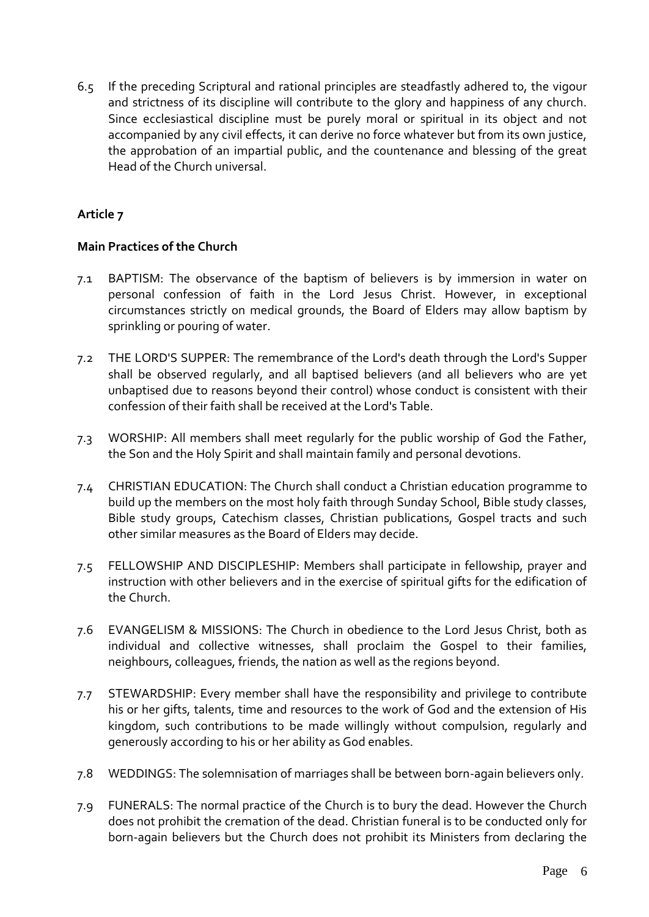6.5 If the preceding Scriptural and rational principles are steadfastly adhered to, the vigour and strictness of its discipline will contribute to the glory and happiness of any church. Since ecclesiastical discipline must be purely moral or spiritual in its object and not accompanied by any civil effects, it can derive no force whatever but from its own justice, the approbation of an impartial public, and the countenance and blessing of the great Head of the Church universal.

## Article 7

### Main Practices of the Church

7.1 BAPTISM: The observance of the baptism of believers is by immersion in water on personal confession of faith in the Lord Jesus Christ. However, in exceptional circumstances strictly on medical grounds, the Board of Elders may allow baptism by sprinkling or pouring of water.

7.2 THE LORD'S SUPPER: The remembrance of the Lord's death through the Lord's Supper shall be observed regularly, and all baptised believers (and all believers who are yet unbaptised due to reasons beyond their control) whose conduct is consistent with their confession of their faith shall be received at the Lord's Table.

7.3 WORSHIP: All members shall meet regularly for the public worship of God the Father, the Son and the Holy Spirit and shall maintain family and personal devotions.

7.4 CHRISTIAN EDUCATION: The Church shall conduct a Christian education programme to build up the members on the most holy faith through Sunday School, Bible study classes, Bible study groups, Catechism classes, Christian publications, Gospel tracts and such other similar measures as the Board of Elders may decide.

7.5 FELLOWSHIP AND DISCIPLESHIP: Members shall participate in fellowship, prayer and instruction with other believers and in the exercise of spiritual gifts for the edification of the Church.

7.6 EVANGELISM & MISSIONS: The Church in obedience to the Lord Jesus Christ, both as individual and collective witnesses, shall proclaim the Gospel to their families, neighbours, colleagues, friends, the nation as well as the regions beyond.

7.7 STEWARDSHIP: Every member shall have the responsibility and privilege to contribute his or her gifts, talents, time and resources to the work of God and the extension of His kingdom, such contributions to be made willingly without compulsion, regularly and generously according to his or her ability as God enables.

7.8 WEDDINGS: The solemnisation of marriages shall be between born-again believers only.

7.9 FUNERALS: The normal practice of the Church is to bury the dead. However the Church does not prohibit the cremation of the dead. Christian funeral is to be conducted only for born-again believers but the Church does not prohibit its Ministers from declaring the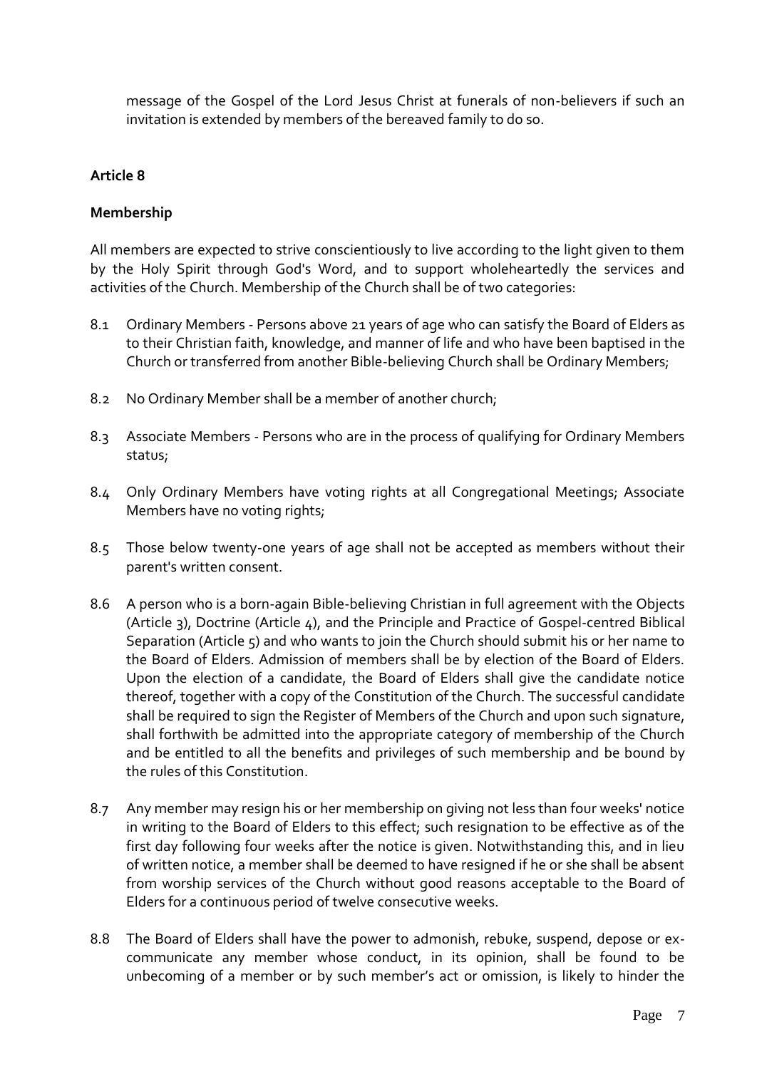message of the Gospel of the Lord Jesus Christ at funerals of non-believers if such an invitation is extended by members of the bereaved family to do so.

**Article 8**

**Membership**

All members are expected to strive conscientiously to live according to the light given to them by the Holy Spirit through God's Word, and to support wholeheartedly the services and activities of the Church. Membership of the Church shall be of two categories:

8.1 Ordinary Members - Persons above 21 years of age who can satisfy the Board of Elders as to their Christian faith, knowledge, and manner of life and who have been baptised in the Church or transferred from another Bible-believing Church shall be Ordinary Members;

8.2 No Ordinary Member shall be a member of another church;

8.3 Associate Members - Persons who are in the process of qualifying for Ordinary Members status;

8.4 Only Ordinary Members have voting rights at all Congregational Meetings; Associate Members have no voting rights;

8.5 Those below twenty-one years of age shall not be accepted as members without their parent's written consent.

8.6 A person who is a born-again Bible-believing Christian in full agreement with the Objects (Article 3), Doctrine (Article 4), and the Principle and Practice of Gospel-centred Biblical Separation (Article 5) and who wants to join the Church should submit his or her name to the Board of Elders. Admission of members shall be by election of the Board of Elders. Upon the election of a candidate, the Board of Elders shall give the candidate notice thereof, together with a copy of the Constitution of the Church. The successful candidate shall be required to sign the Register of Members of the Church and upon such signature, shall forthwith be admitted into the appropriate category of membership of the Church and be entitled to all the benefits and privileges of such membership and be bound by the rules of this Constitution.

8.7 Any member may resign his or her membership on giving not less than four weeks' notice in writing to the Board of Elders to this effect; such resignation to be effective as of the first day following four weeks after the notice is given. Notwithstanding this, and in lieu of written notice, a member shall be deemed to have resigned if he or she shall be absent from worship services of the Church without good reasons acceptable to the Board of Elders for a continuous period of twelve consecutive weeks.

8.8 The Board of Elders shall have the power to admonish, rebuke, suspend, depose or ex-communicate any member whose conduct, in its opinion, shall be found to be unbecoming of a member or by such member's act or omission, is likely to hinder the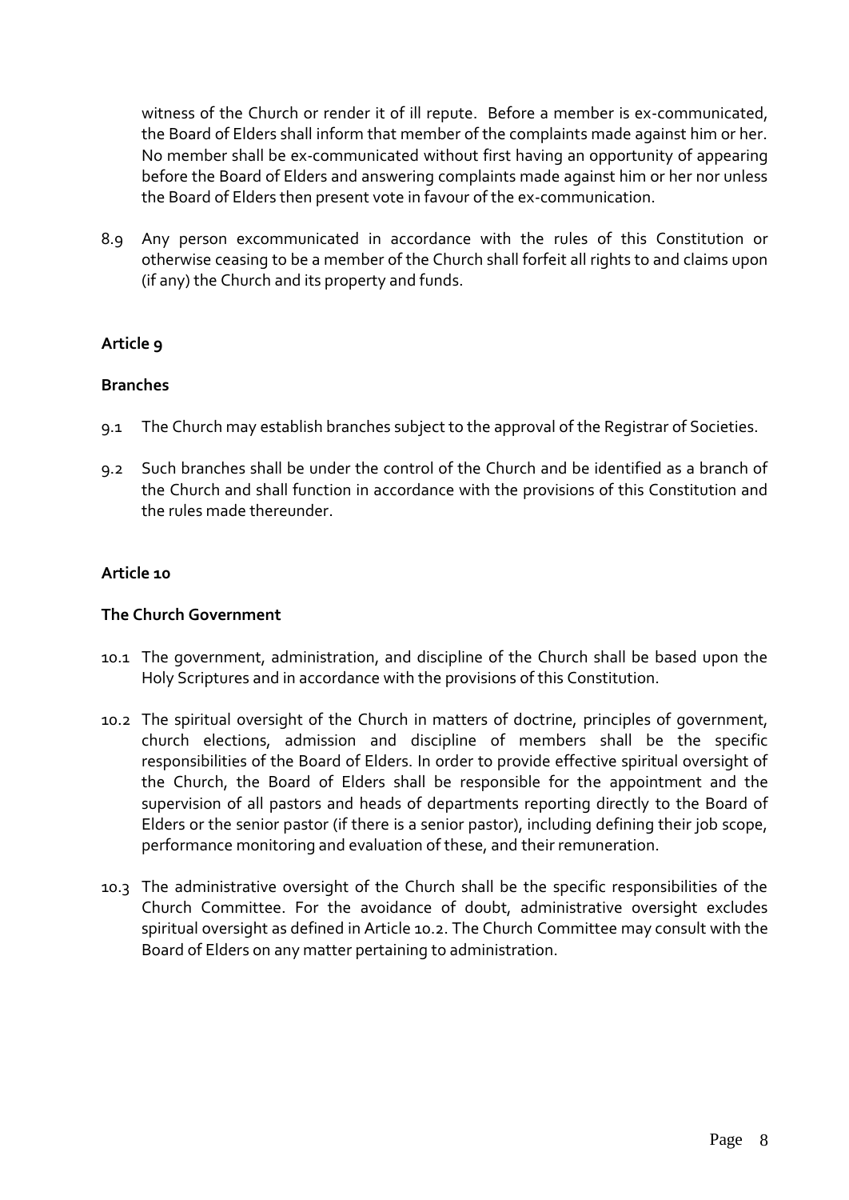witness of the Church or render it of ill repute. Before a member is ex-communicated, the Board of Elders shall inform that member of the complaints made against him or her. No member shall be ex-communicated without first having an opportunity of appearing before the Board of Elders and answering complaints made against him or her nor unless the Board of Elders then present vote in favour of the ex-communication.

8.9 Any person excommunicated in accordance with the rules of this Constitution or otherwise ceasing to be a member of the Church shall forfeit all rights to and claims upon (if any) the Church and its property and funds.

**Article 9**

**Branches**

9.1 The Church may establish branches subject to the approval of the Registrar of Societies.

9.2 Such branches shall be under the control of the Church and be identified as a branch of the Church and shall function in accordance with the provisions of this Constitution and the rules made thereunder.

**Article 10**

**The Church Government**

10.1 The government, administration, and discipline of the Church shall be based upon the Holy Scriptures and in accordance with the provisions of this Constitution.

10.2 The spiritual oversight of the Church in matters of doctrine, principles of government, church elections, admission and discipline of members shall be the specific responsibilities of the Board of Elders. In order to provide effective spiritual oversight of the Church, the Board of Elders shall be responsible for the appointment and the supervision of all pastors and heads of departments reporting directly to the Board of Elders or the senior pastor (if there is a senior pastor), including defining their job scope, performance monitoring and evaluation of these, and their remuneration.

10.3 The administrative oversight of the Church shall be the specific responsibilities of the Church Committee. For the avoidance of doubt, administrative oversight excludes spiritual oversight as defined in Article 10.2. The Church Committee may consult with the Board of Elders on any matter pertaining to administration.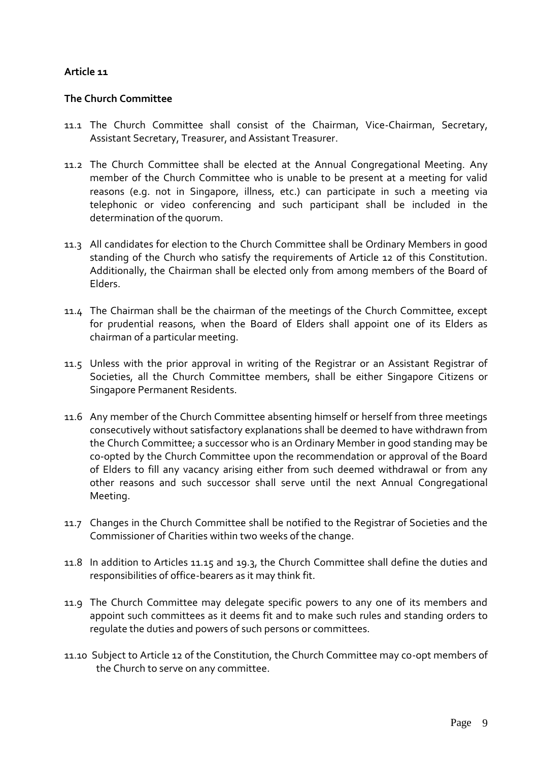**Article 11**

**The Church Committee**

11.1 The Church Committee shall consist of the Chairman, Vice-Chairman, Secretary, Assistant Secretary, Treasurer, and Assistant Treasurer.

11.2 The Church Committee shall be elected at the Annual Congregational Meeting. Any member of the Church Committee who is unable to be present at a meeting for valid reasons (e.g. not in Singapore, illness, etc.) can participate in such a meeting via telephonic or video conferencing and such participant shall be included in the determination of the quorum.

11.3 All candidates for election to the Church Committee shall be Ordinary Members in good standing of the Church who satisfy the requirements of Article 12 of this Constitution. Additionally, the Chairman shall be elected only from among members of the Board of Elders.

11.4 The Chairman shall be the chairman of the meetings of the Church Committee, except for prudential reasons, when the Board of Elders shall appoint one of its Elders as chairman of a particular meeting.

11.5 Unless with the prior approval in writing of the Registrar or an Assistant Registrar of Societies, all the Church Committee members, shall be either Singapore Citizens or Singapore Permanent Residents.

11.6 Any member of the Church Committee absenting himself or herself from three meetings consecutively without satisfactory explanations shall be deemed to have withdrawn from the Church Committee; a successor who is an Ordinary Member in good standing may be co-opted by the Church Committee upon the recommendation or approval of the Board of Elders to fill any vacancy arising either from such deemed withdrawal or from any other reasons and such successor shall serve until the next Annual Congregational Meeting.

11.7 Changes in the Church Committee shall be notified to the Registrar of Societies and the Commissioner of Charities within two weeks of the change.

11.8 In addition to Articles 11.15 and 19.3, the Church Committee shall define the duties and responsibilities of office-bearers as it may think fit.

11.9 The Church Committee may delegate specific powers to any one of its members and appoint such committees as it deems fit and to make such rules and standing orders to regulate the duties and powers of such persons or committees.

11.10 Subject to Article 12 of the Constitution, the Church Committee may co-opt members of the Church to serve on any committee.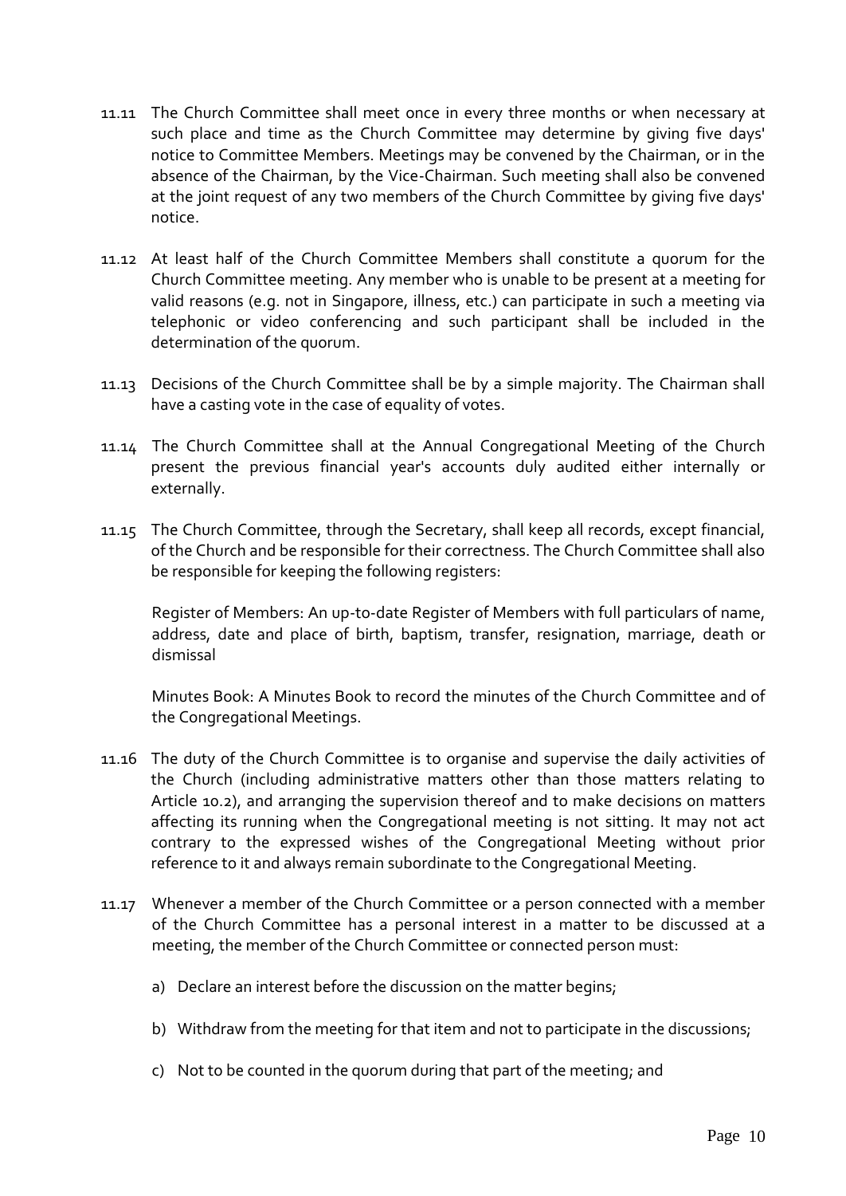11.11 The Church Committee shall meet once in every three months or when necessary at such place and time as the Church Committee may determine by giving five days' notice to Committee Members. Meetings may be convened by the Chairman, or in the absence of the Chairman, by the Vice-Chairman. Such meeting shall also be convened at the joint request of any two members of the Church Committee by giving five days' notice.

11.12 At least half of the Church Committee Members shall constitute a quorum for the Church Committee meeting. Any member who is unable to be present at a meeting for valid reasons (e.g. not in Singapore, illness, etc.) can participate in such a meeting via telephonic or video conferencing and such participant shall be included in the determination of the quorum.

11.13 Decisions of the Church Committee shall be by a simple majority. The Chairman shall have a casting vote in the case of equality of votes.

11.14 The Church Committee shall at the Annual Congregational Meeting of the Church present the previous financial year's accounts duly audited either internally or externally.

11.15 The Church Committee, through the Secretary, shall keep all records, except financial, of the Church and be responsible for their correctness. The Church Committee shall also be responsible for keeping the following registers:

Register of Members: An up-to-date Register of Members with full particulars of name, address, date and place of birth, baptism, transfer, resignation, marriage, death or dismissal

Minutes Book: A Minutes Book to record the minutes of the Church Committee and of the Congregational Meetings.

11.16 The duty of the Church Committee is to organise and supervise the daily activities of the Church (including administrative matters other than those matters relating to Article 10.2), and arranging the supervision thereof and to make decisions on matters affecting its running when the Congregational meeting is not sitting. It may not act contrary to the expressed wishes of the Congregational Meeting without prior reference to it and always remain subordinate to the Congregational Meeting.

11.17 Whenever a member of the Church Committee or a person connected with a member of the Church Committee has a personal interest in a matter to be discussed at a meeting, the member of the Church Committee or connected person must:

a) Declare an interest before the discussion on the matter begins;

b) Withdraw from the meeting for that item and not to participate in the discussions;

c) Not to be counted in the quorum during that part of the meeting; and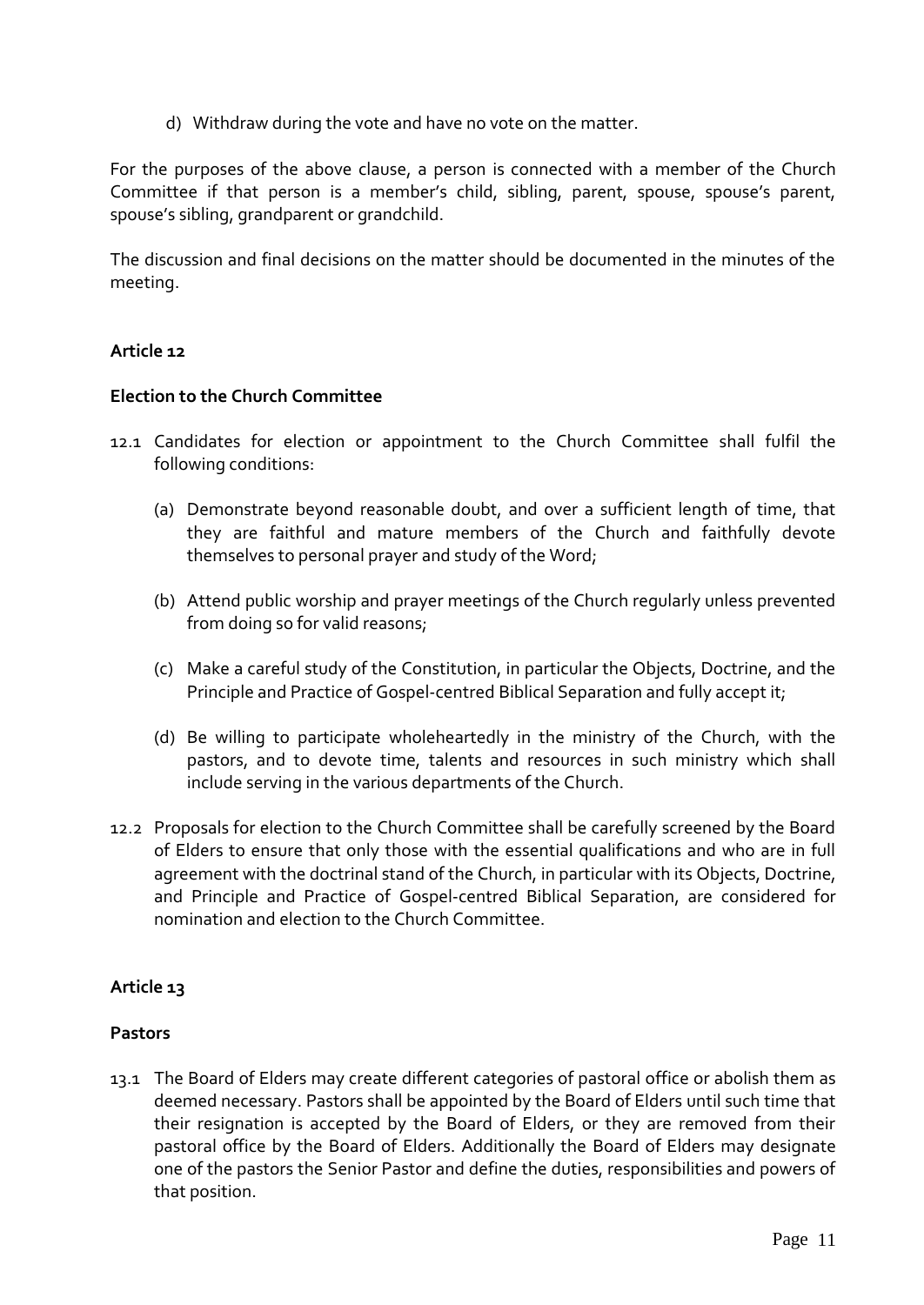d) Withdraw during the vote and have no vote on the matter.

For the purposes of the above clause, a person is connected with a member of the Church Committee if that person is a member's child, sibling, parent, spouse, spouse's parent, spouse's sibling, grandparent or grandchild.

The discussion and final decisions on the matter should be documented in the minutes of the meeting.

**Article 12**

**Election to the Church Committee**

12.1 Candidates for election or appointment to the Church Committee shall fulfil the following conditions:

(a) Demonstrate beyond reasonable doubt, and over a sufficient length of time, that they are faithful and mature members of the Church and faithfully devote themselves to personal prayer and study of the Word;

(b) Attend public worship and prayer meetings of the Church regularly unless prevented from doing so for valid reasons;

(c) Make a careful study of the Constitution, in particular the Objects, Doctrine, and the Principle and Practice of Gospel-centred Biblical Separation and fully accept it;

(d) Be willing to participate wholeheartedly in the ministry of the Church, with the pastors, and to devote time, talents and resources in such ministry which shall include serving in the various departments of the Church.

12.2 Proposals for election to the Church Committee shall be carefully screened by the Board of Elders to ensure that only those with the essential qualifications and who are in full agreement with the doctrinal stand of the Church, in particular with its Objects, Doctrine, and Principle and Practice of Gospel-centred Biblical Separation, are considered for nomination and election to the Church Committee.

**Article 13**

**Pastors**

13.1 The Board of Elders may create different categories of pastoral office or abolish them as deemed necessary. Pastors shall be appointed by the Board of Elders until such time that their resignation is accepted by the Board of Elders, or they are removed from their pastoral office by the Board of Elders. Additionally the Board of Elders may designate one of the pastors the Senior Pastor and define the duties, responsibilities and powers of that position.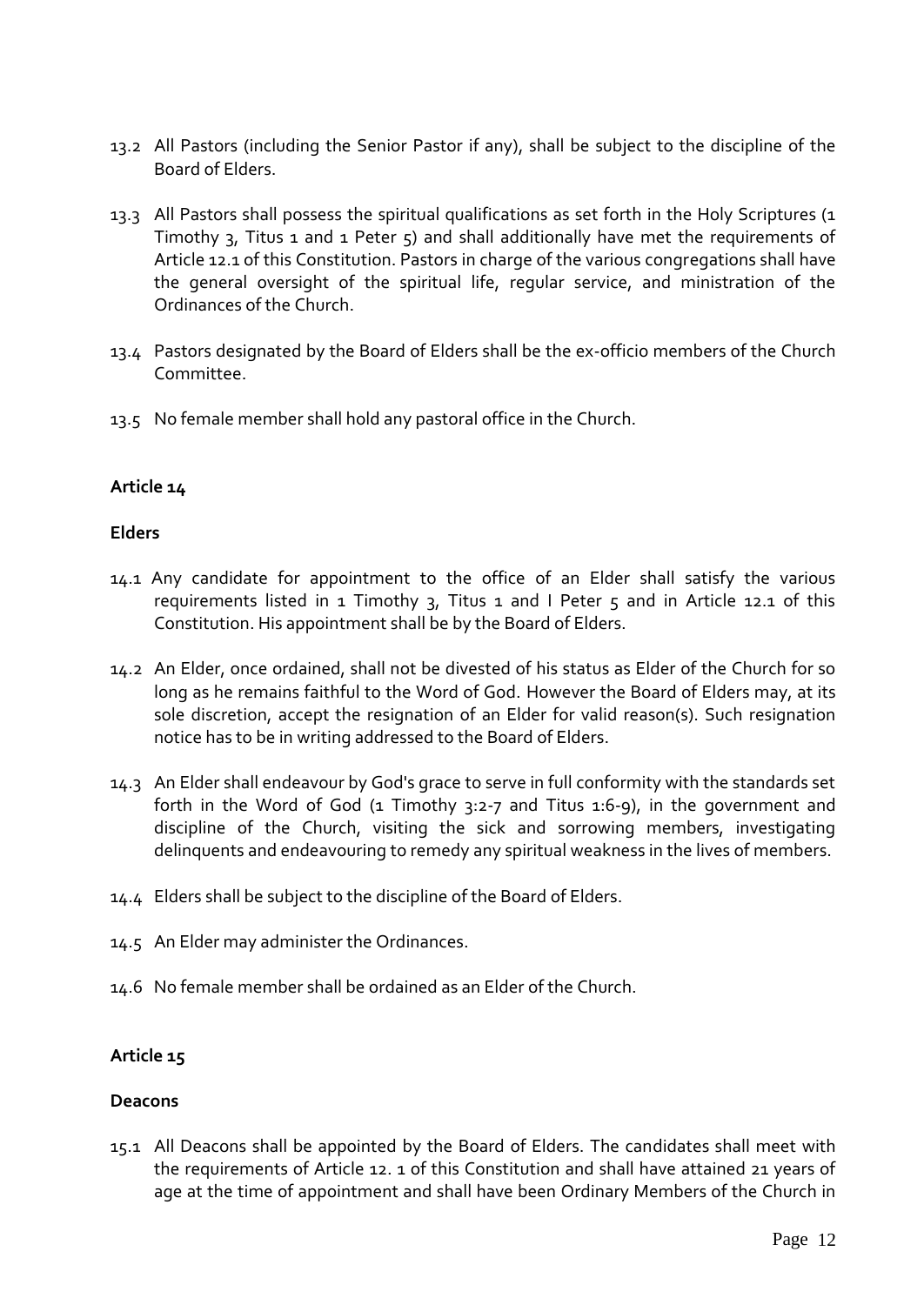13.2 All Pastors (including the Senior Pastor if any), shall be subject to the discipline of the Board of Elders.

13.3 All Pastors shall possess the spiritual qualifications as set forth in the Holy Scriptures (1 Timothy 3, Titus 1 and 1 Peter 5) and shall additionally have met the requirements of Article 12.1 of this Constitution. Pastors in charge of the various congregations shall have the general oversight of the spiritual life, regular service, and ministration of the Ordinances of the Church.

13.4 Pastors designated by the Board of Elders shall be the ex-officio members of the Church Committee.

13.5 No female member shall hold any pastoral office in the Church.

**Article 14**

**Elders**

14.1 Any candidate for appointment to the office of an Elder shall satisfy the various requirements listed in 1 Timothy 3, Titus 1 and I Peter 5 and in Article 12.1 of this Constitution. His appointment shall be by the Board of Elders.

14.2 An Elder, once ordained, shall not be divested of his status as Elder of the Church for so long as he remains faithful to the Word of God. However the Board of Elders may, at its sole discretion, accept the resignation of an Elder for valid reason(s). Such resignation notice has to be in writing addressed to the Board of Elders.

14.3 An Elder shall endeavour by God's grace to serve in full conformity with the standards set forth in the Word of God (1 Timothy 3:2-7 and Titus 1:6-9), in the government and discipline of the Church, visiting the sick and sorrowing members, investigating delinquents and endeavouring to remedy any spiritual weakness in the lives of members.

14.4 Elders shall be subject to the discipline of the Board of Elders.

14.5 An Elder may administer the Ordinances.

14.6 No female member shall be ordained as an Elder of the Church.

**Article 15**

**Deacons**

15.1 All Deacons shall be appointed by the Board of Elders. The candidates shall meet with the requirements of Article 12. 1 of this Constitution and shall have attained 21 years of age at the time of appointment and shall have been Ordinary Members of the Church in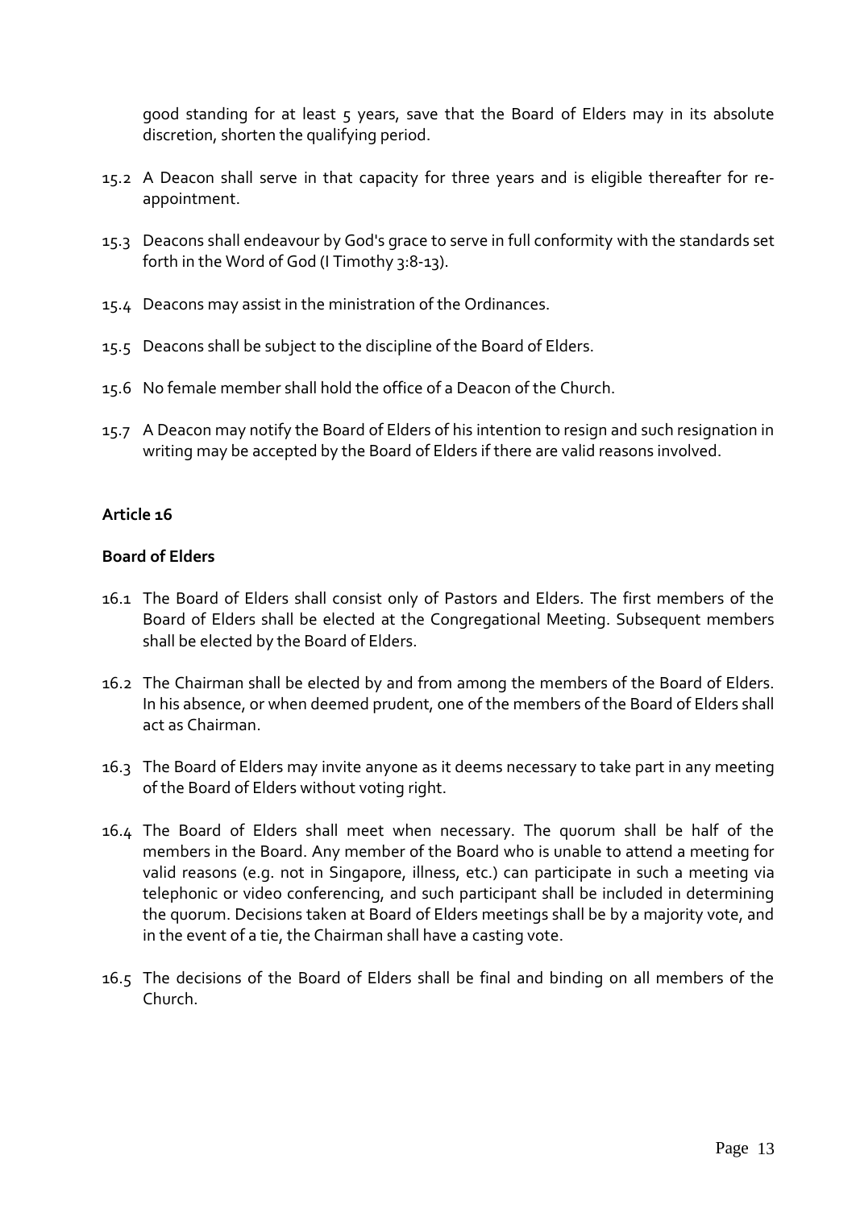good standing for at least 5 years, save that the Board of Elders may in its absolute discretion, shorten the qualifying period.

15.2 A Deacon shall serve in that capacity for three years and is eligible thereafter for re-appointment.

15.3 Deacons shall endeavour by God's grace to serve in full conformity with the standards set forth in the Word of God (I Timothy 3:8-13).

15.4 Deacons may assist in the ministration of the Ordinances.

15.5 Deacons shall be subject to the discipline of the Board of Elders.

15.6 No female member shall hold the office of a Deacon of the Church.

15.7 A Deacon may notify the Board of Elders of his intention to resign and such resignation in writing may be accepted by the Board of Elders if there are valid reasons involved.

**Article 16**

**Board of Elders**

16.1 The Board of Elders shall consist only of Pastors and Elders. The first members of the Board of Elders shall be elected at the Congregational Meeting. Subsequent members shall be elected by the Board of Elders.

16.2 The Chairman shall be elected by and from among the members of the Board of Elders. In his absence, or when deemed prudent, one of the members of the Board of Elders shall act as Chairman.

16.3 The Board of Elders may invite anyone as it deems necessary to take part in any meeting of the Board of Elders without voting right.

16.4 The Board of Elders shall meet when necessary. The quorum shall be half of the members in the Board. Any member of the Board who is unable to attend a meeting for valid reasons (e.g. not in Singapore, illness, etc.) can participate in such a meeting via telephonic or video conferencing, and such participant shall be included in determining the quorum. Decisions taken at Board of Elders meetings shall be by a majority vote, and in the event of a tie, the Chairman shall have a casting vote.

16.5 The decisions of the Board of Elders shall be final and binding on all members of the Church.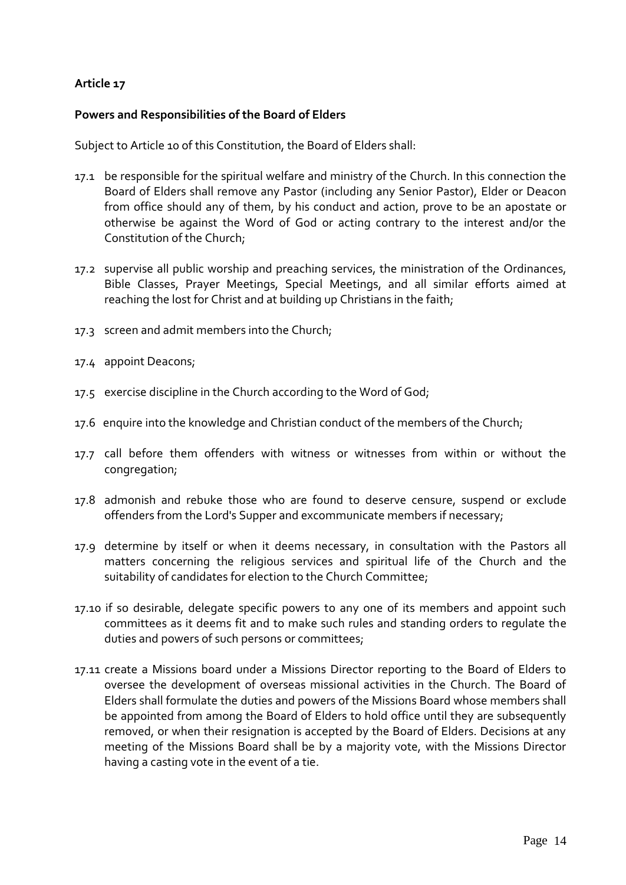**Article 17**

**Powers and Responsibilities of the Board of Elders**

Subject to Article 10 of this Constitution, the Board of Elders shall:

17.1 be responsible for the spiritual welfare and ministry of the Church. In this connection the Board of Elders shall remove any Pastor (including any Senior Pastor), Elder or Deacon from office should any of them, by his conduct and action, prove to be an apostate or otherwise be against the Word of God or acting contrary to the interest and/or the Constitution of the Church;

17.2 supervise all public worship and preaching services, the ministration of the Ordinances, Bible Classes, Prayer Meetings, Special Meetings, and all similar efforts aimed at reaching the lost for Christ and at building up Christians in the faith;

17.3 screen and admit members into the Church;

17.4 appoint Deacons;

17.5 exercise discipline in the Church according to the Word of God;

17.6 enquire into the knowledge and Christian conduct of the members of the Church;

17.7 call before them offenders with witness or witnesses from within or without the congregation;

17.8 admonish and rebuke those who are found to deserve censure, suspend or exclude offenders from the Lord's Supper and excommunicate members if necessary;

17.9 determine by itself or when it deems necessary, in consultation with the Pastors all matters concerning the religious services and spiritual life of the Church and the suitability of candidates for election to the Church Committee;

17.10 if so desirable, delegate specific powers to any one of its members and appoint such committees as it deems fit and to make such rules and standing orders to regulate the duties and powers of such persons or committees;

17.11 create a Missions board under a Missions Director reporting to the Board of Elders to oversee the development of overseas missional activities in the Church. The Board of Elders shall formulate the duties and powers of the Missions Board whose members shall be appointed from among the Board of Elders to hold office until they are subsequently removed, or when their resignation is accepted by the Board of Elders. Decisions at any meeting of the Missions Board shall be by a majority vote, with the Missions Director having a casting vote in the event of a tie.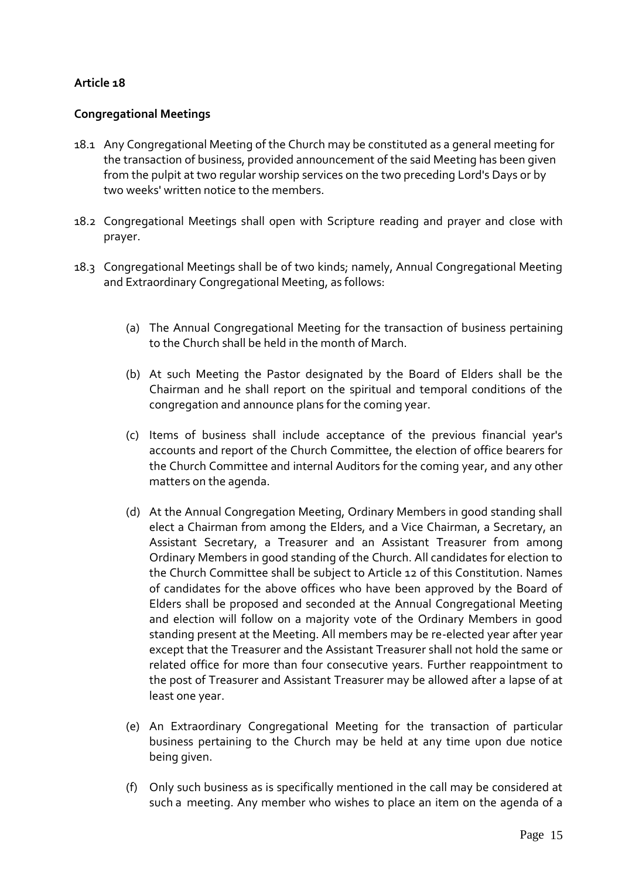**Article 18**

**Congregational Meetings**

18.1 Any Congregational Meeting of the Church may be constituted as a general meeting for the transaction of business, provided announcement of the said Meeting has been given from the pulpit at two regular worship services on the two preceding Lord's Days or by two weeks' written notice to the members.

18.2 Congregational Meetings shall open with Scripture reading and prayer and close with prayer.

18.3 Congregational Meetings shall be of two kinds; namely, Annual Congregational Meeting and Extraordinary Congregational Meeting, as follows:

(a) The Annual Congregational Meeting for the transaction of business pertaining to the Church shall be held in the month of March.

(b) At such Meeting the Pastor designated by the Board of Elders shall be the Chairman and he shall report on the spiritual and temporal conditions of the congregation and announce plans for the coming year.

(c) Items of business shall include acceptance of the previous financial year's accounts and report of the Church Committee, the election of office bearers for the Church Committee and internal Auditors for the coming year, and any other matters on the agenda.

(d) At the Annual Congregation Meeting, Ordinary Members in good standing shall elect a Chairman from among the Elders, and a Vice Chairman, a Secretary, an Assistant Secretary, a Treasurer and an Assistant Treasurer from among Ordinary Members in good standing of the Church. All candidates for election to the Church Committee shall be subject to Article 12 of this Constitution. Names of candidates for the above offices who have been approved by the Board of Elders shall be proposed and seconded at the Annual Congregational Meeting and election will follow on a majority vote of the Ordinary Members in good standing present at the Meeting. All members may be re-elected year after year except that the Treasurer and the Assistant Treasurer shall not hold the same or related office for more than four consecutive years. Further reappointment to the post of Treasurer and Assistant Treasurer may be allowed after a lapse of at least one year.

(e) An Extraordinary Congregational Meeting for the transaction of particular business pertaining to the Church may be held at any time upon due notice being given.

(f) Only such business as is specifically mentioned in the call may be considered at such a meeting. Any member who wishes to place an item on the agenda of a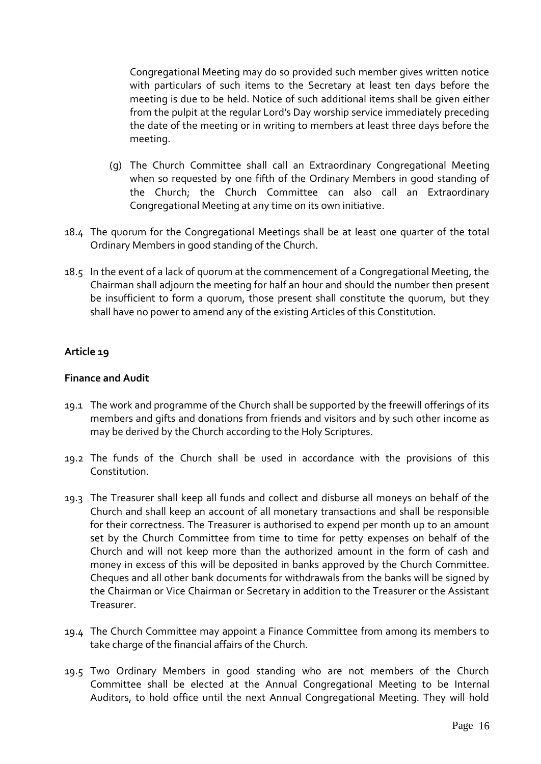Congregational Meeting may do so provided such member gives written notice with particulars of such items to the Secretary at least ten days before the meeting is due to be held. Notice of such additional items shall be given either from the pulpit at the regular Lord's Day worship service immediately preceding the date of the meeting or in writing to members at least three days before the meeting.

(g) The Church Committee shall call an Extraordinary Congregational Meeting when so requested by one fifth of the Ordinary Members in good standing of the Church; the Church Committee can also call an Extraordinary Congregational Meeting at any time on its own initiative.

18.4 The quorum for the Congregational Meetings shall be at least one quarter of the total Ordinary Members in good standing of the Church.

18.5 In the event of a lack of quorum at the commencement of a Congregational Meeting, the Chairman shall adjourn the meeting for half an hour and should the number then present be insufficient to form a quorum, those present shall constitute the quorum, but they shall have no power to amend any of the existing Articles of this Constitution.

**Article 19**

**Finance and Audit**

19.1 The work and programme of the Church shall be supported by the freewill offerings of its members and gifts and donations from friends and visitors and by such other income as may be derived by the Church according to the Holy Scriptures.

19.2 The funds of the Church shall be used in accordance with the provisions of this Constitution.

19.3 The Treasurer shall keep all funds and collect and disburse all moneys on behalf of the Church and shall keep an account of all monetary transactions and shall be responsible for their correctness. The Treasurer is authorised to expend per month up to an amount set by the Church Committee from time to time for petty expenses on behalf of the Church and will not keep more than the authorized amount in the form of cash and money in excess of this will be deposited in banks approved by the Church Committee. Cheques and all other bank documents for withdrawals from the banks will be signed by the Chairman or Vice Chairman or Secretary in addition to the Treasurer or the Assistant Treasurer.

19.4 The Church Committee may appoint a Finance Committee from among its members to take charge of the financial affairs of the Church.

19.5 Two Ordinary Members in good standing who are not members of the Church Committee shall be elected at the Annual Congregational Meeting to be Internal Auditors, to hold office until the next Annual Congregational Meeting. They will hold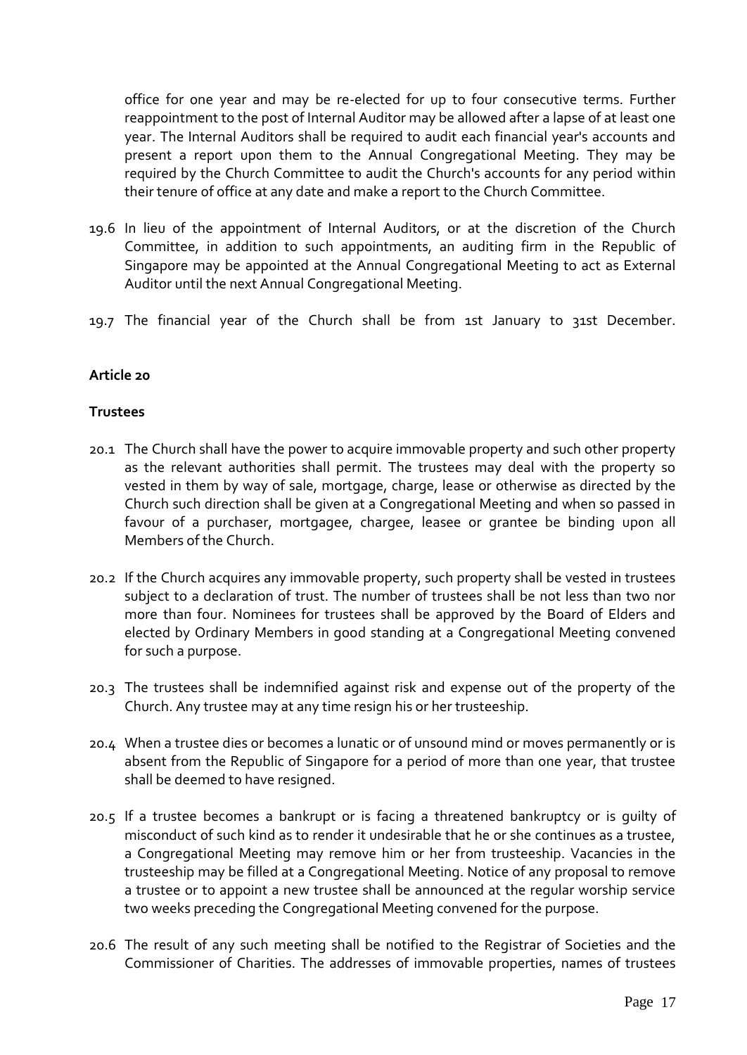office for one year and may be re-elected for up to four consecutive terms. Further reappointment to the post of Internal Auditor may be allowed after a lapse of at least one year. The Internal Auditors shall be required to audit each financial year's accounts and present a report upon them to the Annual Congregational Meeting. They may be required by the Church Committee to audit the Church's accounts for any period within their tenure of office at any date and make a report to the Church Committee.

19.6 In lieu of the appointment of Internal Auditors, or at the discretion of the Church Committee, in addition to such appointments, an auditing firm in the Republic of Singapore may be appointed at the Annual Congregational Meeting to act as External Auditor until the next Annual Congregational Meeting.

19.7 The financial year of the Church shall be from 1st January to 31st December.

**Article 20**

**Trustees**

20.1 The Church shall have the power to acquire immovable property and such other property as the relevant authorities shall permit. The trustees may deal with the property so vested in them by way of sale, mortgage, charge, lease or otherwise as directed by the Church such direction shall be given at a Congregational Meeting and when so passed in favour of a purchaser, mortgagee, chargee, leasee or grantee be binding upon all Members of the Church.

20.2 If the Church acquires any immovable property, such property shall be vested in trustees subject to a declaration of trust. The number of trustees shall be not less than two nor more than four. Nominees for trustees shall be approved by the Board of Elders and elected by Ordinary Members in good standing at a Congregational Meeting convened for such a purpose.

20.3 The trustees shall be indemnified against risk and expense out of the property of the Church. Any trustee may at any time resign his or her trusteeship.

20.4 When a trustee dies or becomes a lunatic or of unsound mind or moves permanently or is absent from the Republic of Singapore for a period of more than one year, that trustee shall be deemed to have resigned.

20.5 If a trustee becomes a bankrupt or is facing a threatened bankruptcy or is guilty of misconduct of such kind as to render it undesirable that he or she continues as a trustee, a Congregational Meeting may remove him or her from trusteeship. Vacancies in the trusteeship may be filled at a Congregational Meeting. Notice of any proposal to remove a trustee or to appoint a new trustee shall be announced at the regular worship service two weeks preceding the Congregational Meeting convened for the purpose.

20.6 The result of any such meeting shall be notified to the Registrar of Societies and the Commissioner of Charities. The addresses of immovable properties, names of trustees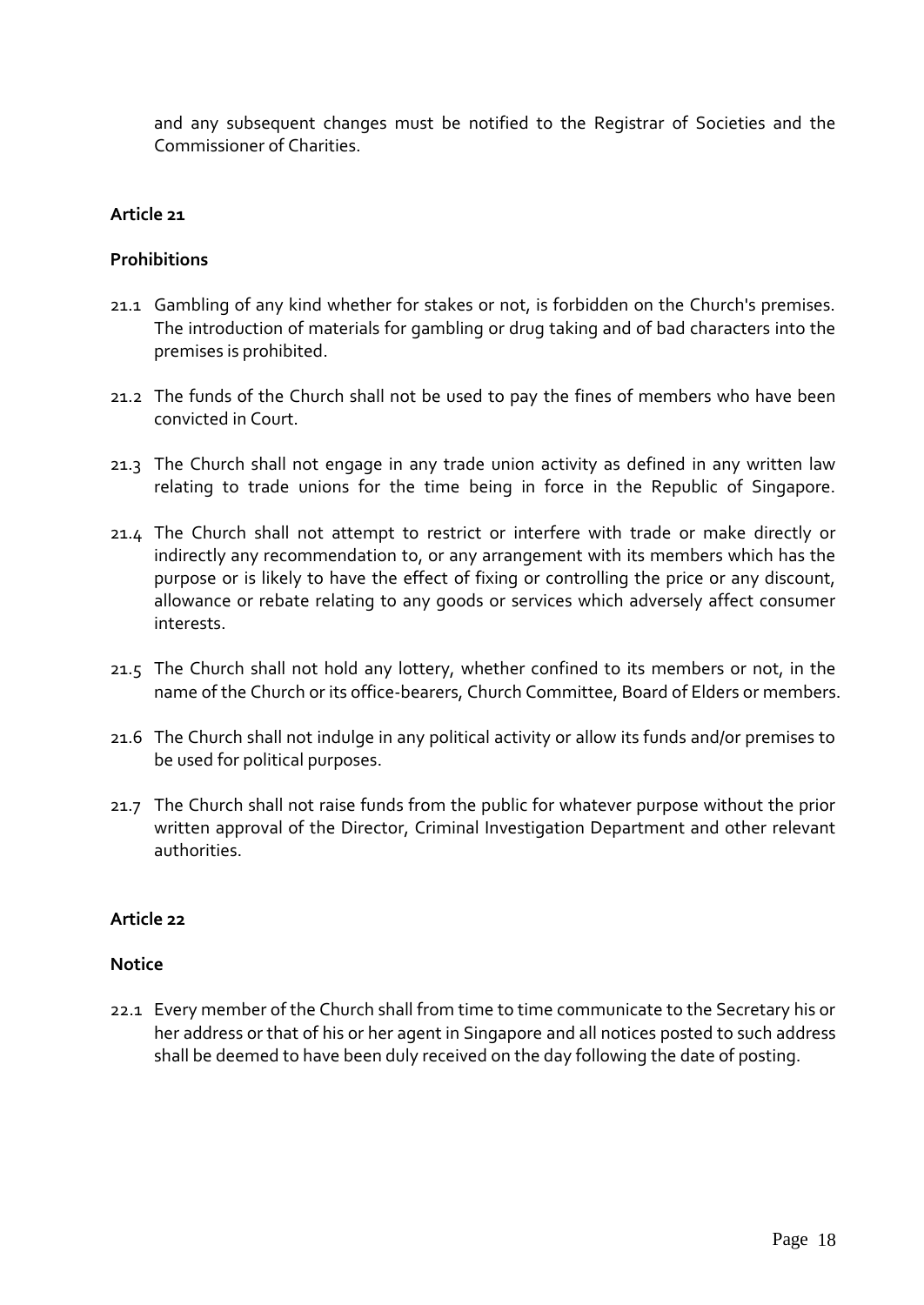and any subsequent changes must be notified to the Registrar of Societies and the Commissioner of Charities.

**Article 21**

**Prohibitions**

21.1 Gambling of any kind whether for stakes or not, is forbidden on the Church's premises. The introduction of materials for gambling or drug taking and of bad characters into the premises is prohibited.

21.2 The funds of the Church shall not be used to pay the fines of members who have been convicted in Court.

21.3 The Church shall not engage in any trade union activity as defined in any written law relating to trade unions for the time being in force in the Republic of Singapore.

21.4 The Church shall not attempt to restrict or interfere with trade or make directly or indirectly any recommendation to, or any arrangement with its members which has the purpose or is likely to have the effect of fixing or controlling the price or any discount, allowance or rebate relating to any goods or services which adversely affect consumer interests.

21.5 The Church shall not hold any lottery, whether confined to its members or not, in the name of the Church or its office-bearers, Church Committee, Board of Elders or members.

21.6 The Church shall not indulge in any political activity or allow its funds and/or premises to be used for political purposes.

21.7 The Church shall not raise funds from the public for whatever purpose without the prior written approval of the Director, Criminal Investigation Department and other relevant authorities.

**Article 22**

**Notice**

22.1 Every member of the Church shall from time to time communicate to the Secretary his or her address or that of his or her agent in Singapore and all notices posted to such address shall be deemed to have been duly received on the day following the date of posting.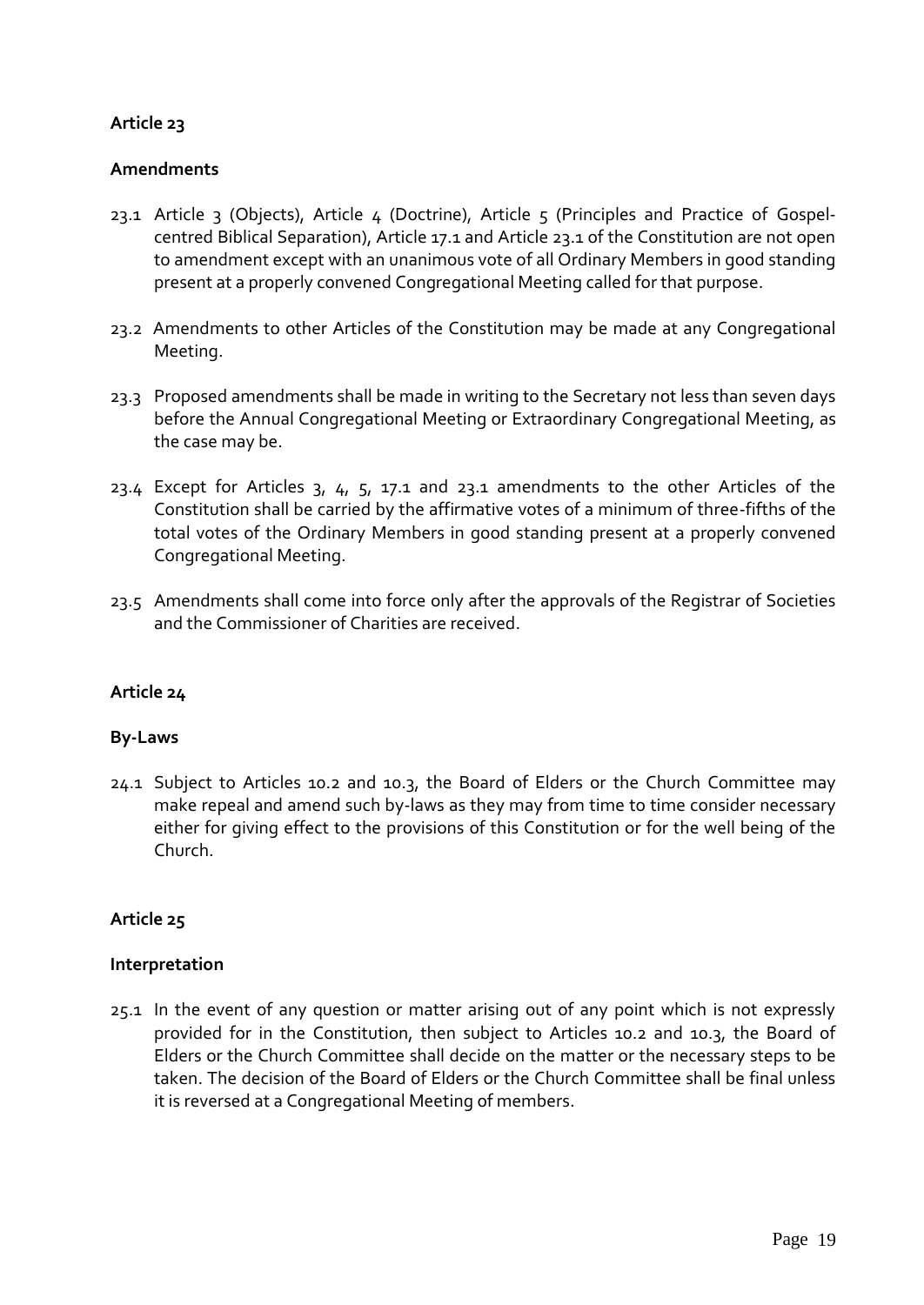**Article 23**

**Amendments**

23.1 Article 3 (Objects), Article 4 (Doctrine), Article 5 (Principles and Practice of Gospel-centred Biblical Separation), Article 17.1 and Article 23.1 of the Constitution are not open to amendment except with an unanimous vote of all Ordinary Members in good standing present at a properly convened Congregational Meeting called for that purpose.

23.2 Amendments to other Articles of the Constitution may be made at any Congregational Meeting.

23.3 Proposed amendments shall be made in writing to the Secretary not less than seven days before the Annual Congregational Meeting or Extraordinary Congregational Meeting, as the case may be.

23.4 Except for Articles 3, 4, 5, 17.1 and 23.1 amendments to the other Articles of the Constitution shall be carried by the affirmative votes of a minimum of three-fifths of the total votes of the Ordinary Members in good standing present at a properly convened Congregational Meeting.

23.5 Amendments shall come into force only after the approvals of the Registrar of Societies and the Commissioner of Charities are received.

**Article 24**

**By-Laws**

24.1 Subject to Articles 10.2 and 10.3, the Board of Elders or the Church Committee may make repeal and amend such by-laws as they may from time to time consider necessary either for giving effect to the provisions of this Constitution or for the well being of the Church.

**Article 25**

**Interpretation**

25.1 In the event of any question or matter arising out of any point which is not expressly provided for in the Constitution, then subject to Articles 10.2 and 10.3, the Board of Elders or the Church Committee shall decide on the matter or the necessary steps to be taken. The decision of the Board of Elders or the Church Committee shall be final unless it is reversed at a Congregational Meeting of members.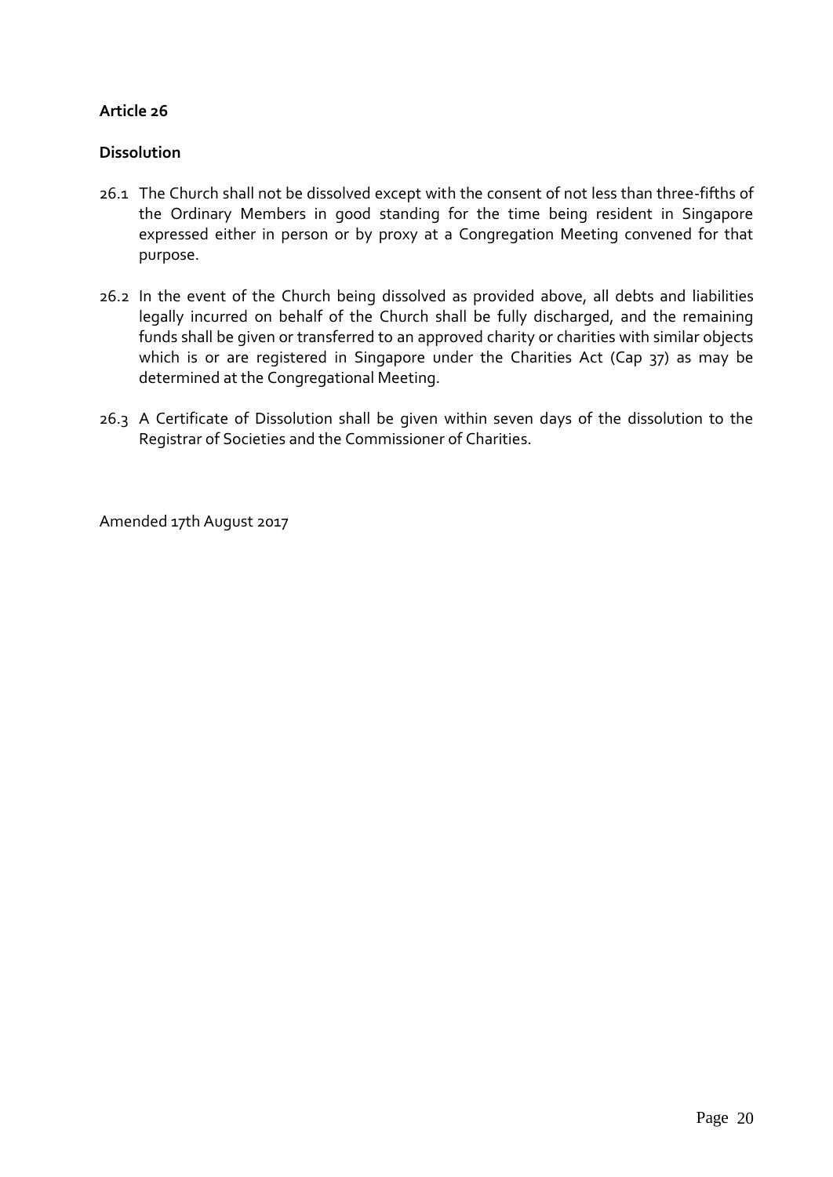**Article 26**

**Dissolution**

26.1 The Church shall not be dissolved except with the consent of not less than three-fifths of the Ordinary Members in good standing for the time being resident in Singapore expressed either in person or by proxy at a Congregation Meeting convened for that purpose.

26.2 In the event of the Church being dissolved as provided above, all debts and liabilities legally incurred on behalf of the Church shall be fully discharged, and the remaining funds shall be given or transferred to an approved charity or charities with similar objects which is or are registered in Singapore under the Charities Act (Cap 37) as may be determined at the Congregational Meeting.

26.3 A Certificate of Dissolution shall be given within seven days of the dissolution to the Registrar of Societies and the Commissioner of Charities.

Amended 17th August 2017